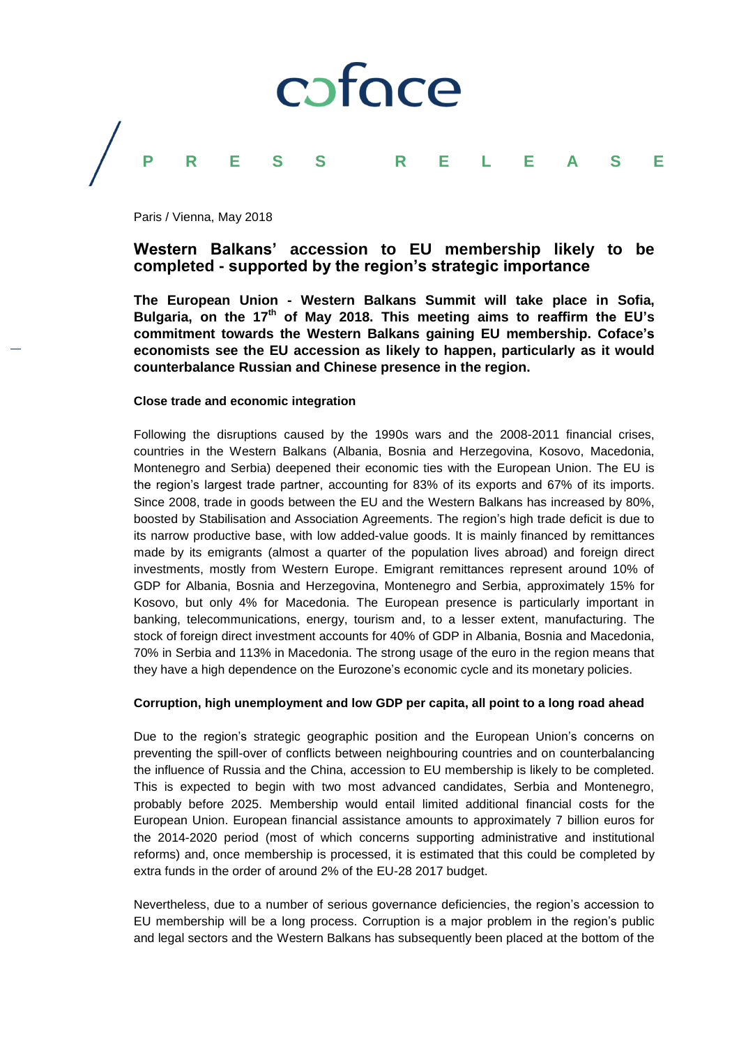coface

**P R E S S   R E L E A S E**

Paris / Vienna, May 2018

## Western Balkans' accession to EU membership likely to be completed - supported by the region's strategic importance

**The European Union - Western Balkans Summit will take place in Sofia, Bulgaria, on the 17th of May 2018. This meeting aims to reaffirm the EU's commitment towards the Western Balkans gaining EU membership. Coface's economists see the EU accession as likely to happen, particularly as it would counterbalance Russian and Chinese presence in the region.**

### Close trade and economic integration

Following the disruptions caused by the 1990s wars and the 2008-2011 financial crises, countries in the Western Balkans (Albania, Bosnia and Herzegovina, Kosovo, Macedonia, Montenegro and Serbia) deepened their economic ties with the European Union. The EU is the region's largest trade partner, accounting for 83% of its exports and 67% of its imports. Since 2008, trade in goods between the EU and the Western Balkans has increased by 80%, boosted by Stabilisation and Association Agreements. The region's high trade deficit is due to its narrow productive base, with low added-value goods. It is mainly financed by remittances made by its emigrants (almost a quarter of the population lives abroad) and foreign direct investments, mostly from Western Europe. Emigrant remittances represent around 10% of GDP for Albania, Bosnia and Herzegovina, Montenegro and Serbia, approximately 15% for Kosovo, but only 4% for Macedonia. The European presence is particularly important in banking, telecommunications, energy, tourism and, to a lesser extent, manufacturing. The stock of foreign direct investment accounts for 40% of GDP in Albania, Bosnia and Macedonia, 70% in Serbia and 113% in Macedonia. The strong usage of the euro in the region means that they have a high dependence on the Eurozone's economic cycle and its monetary policies.

### Corruption, high unemployment and low GDP per capita, all point to a long road ahead

Due to the region's strategic geographic position and the European Union's concerns on preventing the spill-over of conflicts between neighbouring countries and on counterbalancing the influence of Russia and the China, accession to EU membership is likely to be completed. This is expected to begin with two most advanced candidates, Serbia and Montenegro, probably before 2025. Membership would entail limited additional financial costs for the European Union. European financial assistance amounts to approximately 7 billion euros for the 2014-2020 period (most of which concerns supporting administrative and institutional reforms) and, once membership is processed, it is estimated that this could be completed by extra funds in the order of around 2% of the EU-28 2017 budget.

Nevertheless, due to a number of serious governance deficiencies, the region's accession to EU membership will be a long process. Corruption is a major problem in the region's public and legal sectors and the Western Balkans has subsequently been placed at the bottom of the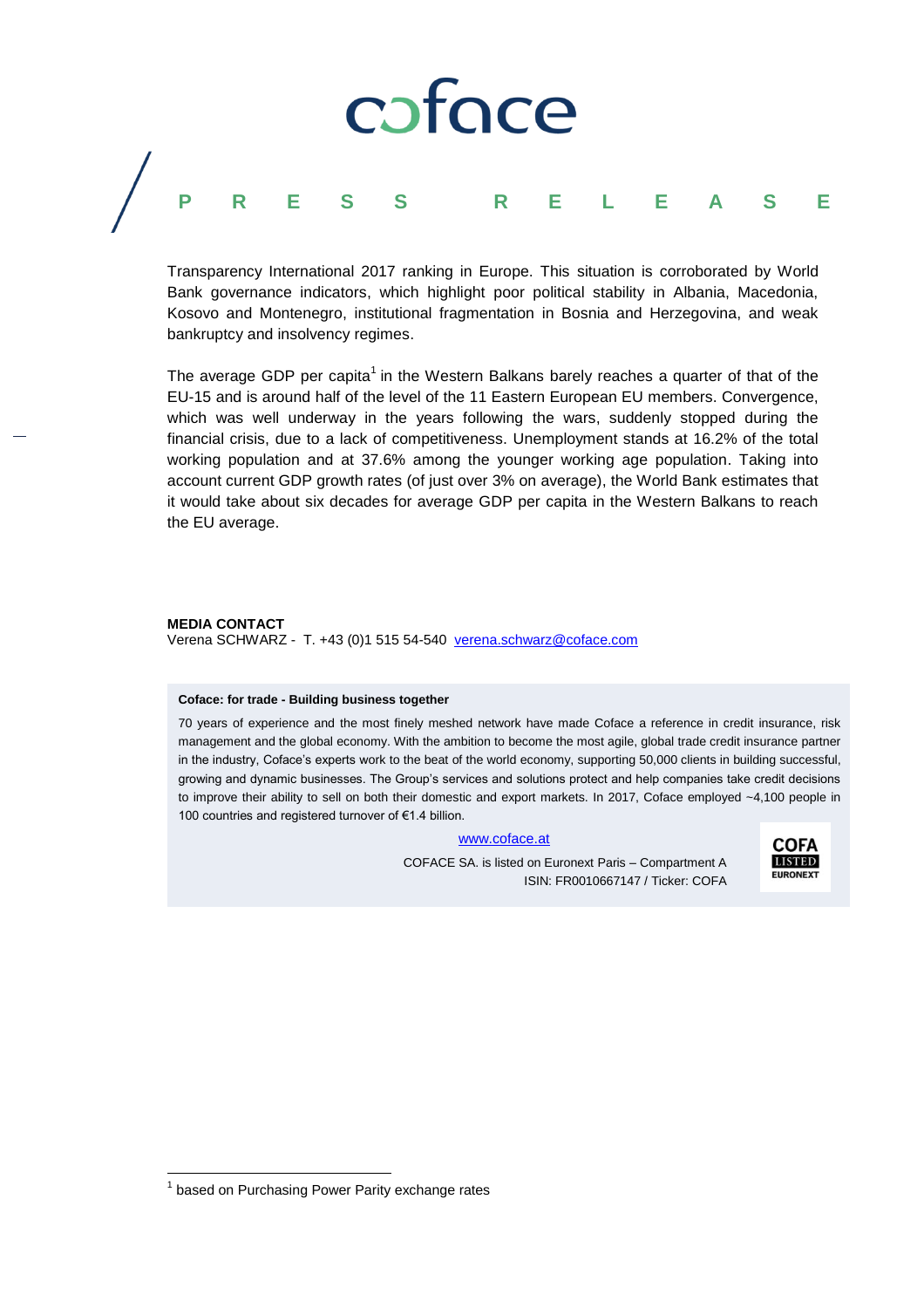Transparency International 2017 ranking in Europe. This situation is corroborated by World Bank governance indicators, which highlight poor political stability in Albania, Macedonia, Kosovo and Montenegro, institutional fragmentation in Bosnia and Herzegovina, and weak bankruptcy and insolvency regimes.

The average GDP per capita[1] in the Western Balkans barely reaches a quarter of that of the EU-15 and is around half of the level of the 11 Eastern European EU members. Convergence, which was well underway in the years following the wars, suddenly stopped during the financial crisis, due to a lack of competitiveness. Unemployment stands at 16.2% of the total working population and at 37.6% among the younger working age population. Taking into account current GDP growth rates (of just over 3% on average), the World Bank estimates that it would take about six decades for average GDP per capita in the Western Balkans to reach the EU average.

**MEDIA CONTACT**
Verena SCHWARZ - T. +43 (0)1 515 54-540 verena.schwarz@coface.com

**Coface: for trade - Building business together**

70 years of experience and the most finely meshed network have made Coface a reference in credit insurance, risk management and the global economy. With the ambition to become the most agile, global trade credit insurance partner in the industry, Coface's experts work to the beat of the world economy, supporting 50,000 clients in building successful, growing and dynamic businesses. The Group's services and solutions protect and help companies take credit decisions to improve their ability to sell on both their domestic and export markets. In 2017, Coface employed ~4,100 people in 100 countries and registered turnover of €1.4 billion.

www.coface.at

COFACE SA. is listed on Euronext Paris – Compartment A
ISIN: FR0010667147 / Ticker: COFA

COFA LISTED EURONEXT

[1] based on Purchasing Power Parity exchange rates